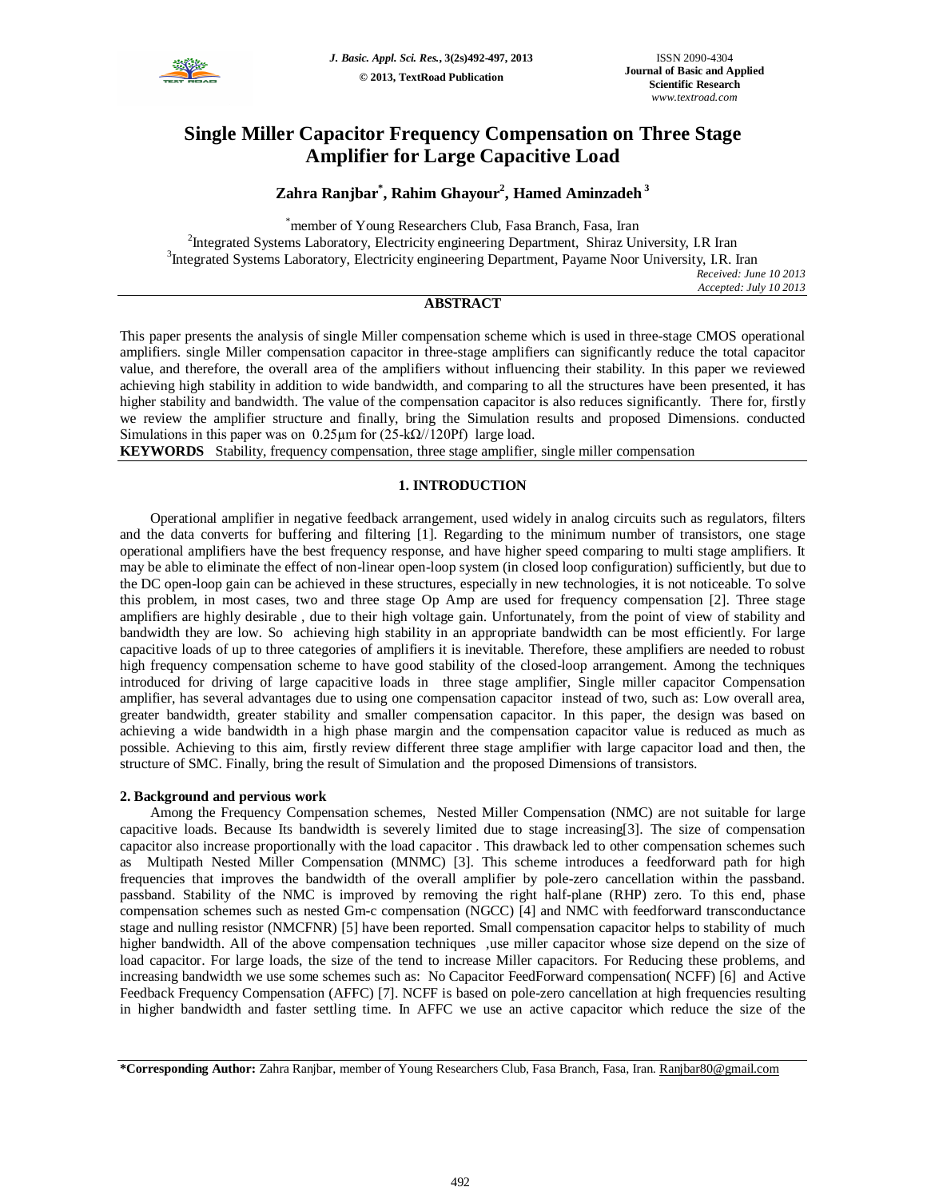# Single Miller Capacitor Frequency Compensation on Three Stage Amplifier for Large Capacitive Load

**Zahra Ranjbar*, Rahim Ghayour[2], Hamed Aminzadeh[3]**

*member of Young Researchers Club, Fasa Branch, Fasa, Iran
[2]Integrated Systems Laboratory, Electricity engineering Department, Shiraz University, I.R Iran
[3]Integrated Systems Laboratory, Electricity engineering Department, Payame Noor University, I.R. Iran

*Received: June 10 2013*
*Accepted: July 10 2013*

## ABSTRACT

This paper presents the analysis of single Miller compensation scheme which is used in three-stage CMOS operational amplifiers. single Miller compensation capacitor in three-stage amplifiers can significantly reduce the total capacitor value, and therefore, the overall area of the amplifiers without influencing their stability. In this paper we reviewed achieving high stability in addition to wide bandwidth, and comparing to all the structures have been presented, it has higher stability and bandwidth. The value of the compensation capacitor is also reduces significantly. There for, firstly we review the amplifier structure and finally, bring the Simulation results and proposed Dimensions. conducted Simulations in this paper was on 0.25µm for (25-kΩ//120Pf) large load.

**KEYWORDS** Stability, frequency compensation, three stage amplifier, single miller compensation

## 1. INTRODUCTION

Operational amplifier in negative feedback arrangement, used widely in analog circuits such as regulators, filters and the data converts for buffering and filtering [1]. Regarding to the minimum number of transistors, one stage operational amplifiers have the best frequency response, and have higher speed comparing to multi stage amplifiers. It may be able to eliminate the effect of non-linear open-loop system (in closed loop configuration) sufficiently, but due to the DC open-loop gain can be achieved in these structures, especially in new technologies, it is not noticeable. To solve this problem, in most cases, two and three stage Op Amp are used for frequency compensation [2]. Three stage amplifiers are highly desirable , due to their high voltage gain. Unfortunately, from the point of view of stability and bandwidth they are low. So achieving high stability in an appropriate bandwidth can be most efficiently. For large capacitive loads of up to three categories of amplifiers it is inevitable. Therefore, these amplifiers are needed to robust high frequency compensation scheme to have good stability of the closed-loop arrangement. Among the techniques introduced for driving of large capacitive loads in three stage amplifier, Single miller capacitor Compensation amplifier, has several advantages due to using one compensation capacitor instead of two, such as: Low overall area, greater bandwidth, greater stability and smaller compensation capacitor. In this paper, the design was based on achieving a wide bandwidth in a high phase margin and the compensation capacitor value is reduced as much as possible. Achieving to this aim, firstly review different three stage amplifier with large capacitor load and then, the structure of SMC. Finally, bring the result of Simulation and the proposed Dimensions of transistors.

### 2. Background and pervious work

Among the Frequency Compensation schemes, Nested Miller Compensation (NMC) are not suitable for large capacitive loads. Because Its bandwidth is severely limited due to stage increasing[3]. The size of compensation capacitor also increase proportionally with the load capacitor . This drawback led to other compensation schemes such as Multipath Nested Miller Compensation (MNMC) [3]. This scheme introduces a feedforward path for high frequencies that improves the bandwidth of the overall amplifier by pole-zero cancellation within the passband. passband. Stability of the NMC is improved by removing the right half-plane (RHP) zero. To this end, phase compensation schemes such as nested Gm-c compensation (NGCC) [4] and NMC with feedforward transconductance stage and nulling resistor (NMCFNR) [5] have been reported. Small compensation capacitor helps to stability of much higher bandwidth. All of the above compensation techniques ,use miller capacitor whose size depend on the size of load capacitor. For large loads, the size of the tend to increase Miller capacitors. For Reducing these problems, and increasing bandwidth we use some schemes such as: No Capacitor FeedForward compensation( NCFF) [6] and Active Feedback Frequency Compensation (AFFC) [7]. NCFF is based on pole-zero cancellation at high frequencies resulting in higher bandwidth and faster settling time. In AFFC we use an active capacitor which reduce the size of the

**\*Corresponding Author:** Zahra Ranjbar, member of Young Researchers Club, Fasa Branch, Fasa, Iran. Ranjbar80@gmail.com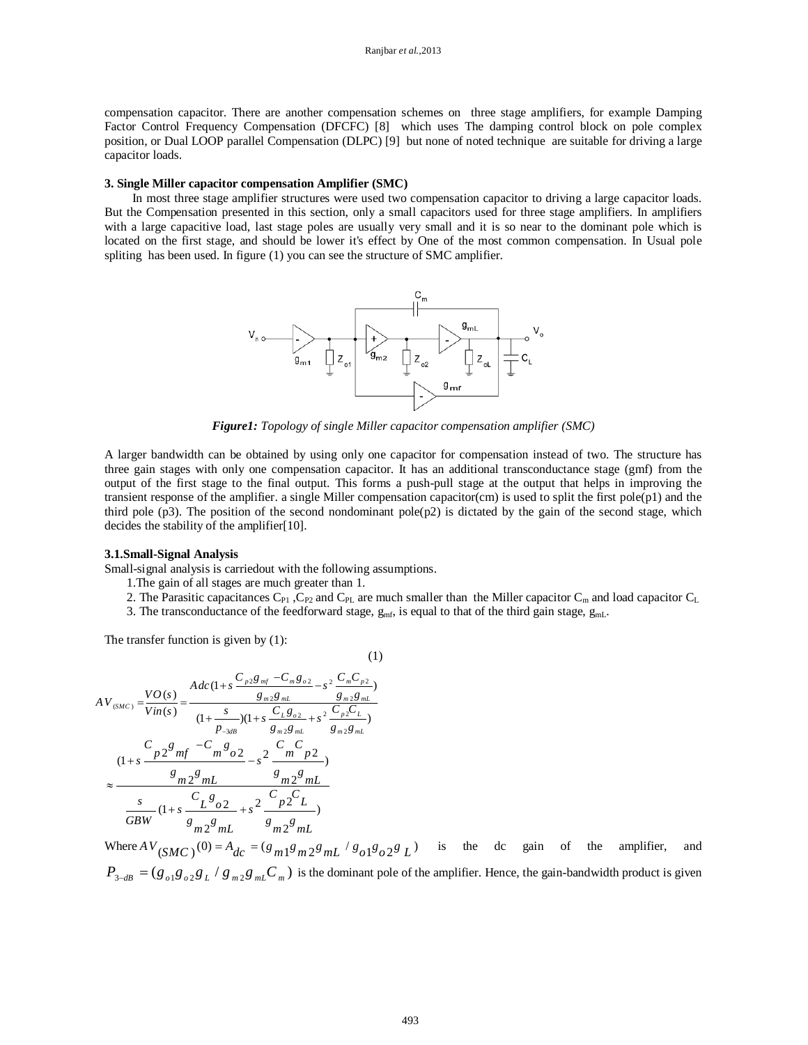compensation capacitor. There are another compensation schemes on three stage amplifiers, for example Damping Factor Control Frequency Compensation (DFCFC) [8] which uses The damping control block on pole complex position, or Dual LOOP parallel Compensation (DLPC) [9] but none of noted technique are suitable for driving a large capacitor loads.

### 3. Single Miller capacitor compensation Amplifier (SMC)

In most three stage amplifier structures were used two compensation capacitor to driving a large capacitor loads. But the Compensation presented in this section, only a small capacitors used for three stage amplifiers. In amplifiers with a large capacitive load, last stage poles are usually very small and it is so near to the dominant pole which is located on the first stage, and should be lower it's effect by One of the most common compensation. In Usual pole spliting has been used. In figure (1) you can see the structure of SMC amplifier.

***Figure1:*** *Topology of single Miller capacitor compensation amplifier (SMC)*

A larger bandwidth can be obtained by using only one capacitor for compensation instead of two. The structure has three gain stages with only one compensation capacitor. It has an additional transconductance stage (gmf) from the output of the first stage to the final output. This forms a push-pull stage at the output that helps in improving the transient response of the amplifier. a single Miller compensation capacitor(cm) is used to split the first pole(p1) and the third pole (p3). The position of the second nondominant pole(p2) is dictated by the gain of the second stage, which decides the stability of the amplifier[10].

#### 3.1.Small-Signal Analysis

Small-signal analysis is carriedout with the following assumptions.

1.The gain of all stages are much greater than 1.

2. The Parasitic capacitances $C_{P1}$ ,$C_{P2}$ and $C_{PL}$ are much smaller than the Miller capacitor $C_m$ and load capacitor $C_L$

3. The transconductance of the feedforward stage, $g_{mf}$, is equal to that of the third gain stage, $g_{mL}$.

The transfer function is given by (1):

$$AV_{(SMC)} = \frac{VO(s)}{Vin(s)} = \frac{Adc\left(1+s\,\frac{C_{p2}g_{mf}-C_m g_{o2}}{g_{m2}g_{mL}}-s^2\,\frac{C_m C_{p2}}{g_{m2}g_{mL}}\right)}{\left(1+\frac{s}{p_{-3dB}}\right)\left(1+s\,\frac{C_L g_{o2}}{g_{m2}g_{mL}}+s^2\,\frac{C_{p2}C_L}{g_{m2}g_{mL}}\right)}$$

$$\approx \frac{\left(1+s\,\frac{C_{p2}g_{mf}-C_m g_{o2}}{g_{m2}g_{mL}}-s^2\,\frac{C_m C_{p2}}{g_{m2}g_{mL}}\right)}{\frac{s}{GBW}\left(1+s\,\frac{C_L g_{o2}}{g_{m2}g_{mL}}+s^2\,\frac{C_{p2}C_L}{g_{m2}g_{mL}}\right)} \tag{1}$$

Where $AV_{(SMC)}(0) = A_{dc} = (g_{m1}g_{m2}g_{mL} / g_{o1}g_{o2}g_L)$ is the dc gain of the amplifier, and $P_{3-dB} = (g_{o1}g_{o2}g_L / g_{m2}g_{mL}C_m)$ is the dominant pole of the amplifier. Hence, the gain-bandwidth product is given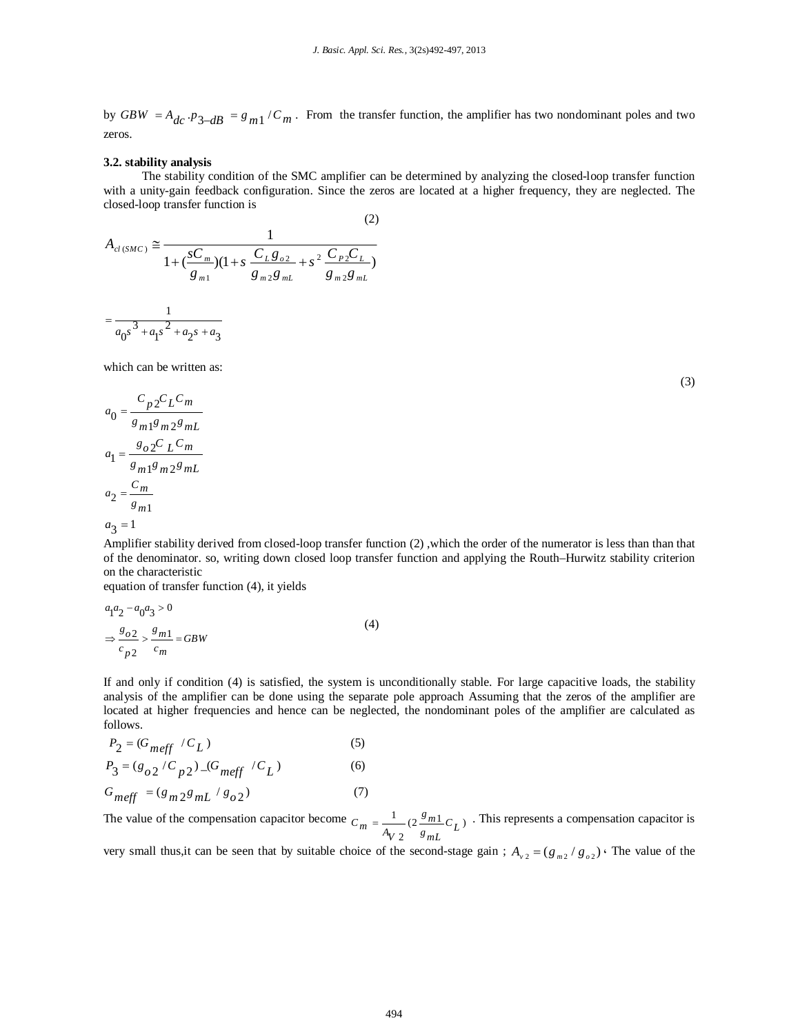by $GBW = A_{dc} \cdot p_{3-dB} = g_{m1} / C_m$ . From the transfer function, the amplifier has two nondominant poles and two zeros.

### 3.2. stability analysis

The stability condition of the SMC amplifier can be determined by analyzing the closed-loop transfer function with a unity-gain feedback configuration. Since the zeros are located at a higher frequency, they are neglected. The closed-loop transfer function is

$$A_{cl(SMC)} \cong \frac{1}{1+(\frac{sC_m}{g_{m1}})(1+s\,\frac{C_L g_{o2}}{g_{m2}g_{mL}}+s^2\,\frac{C_{P2}C_L}{g_{m2}g_{mL}})} \tag{2}$$

$$= \frac{1}{a_0 s^3 + a_1 s^2 + a_2 s + a_3}$$

which can be written as:

$$a_0 = \frac{C_{p2}C_L C_m}{g_{m1}g_{m2}g_{mL}}$$

$$a_1 = \frac{g_{o2}C_L C_m}{g_{m1}g_{m2}g_{mL}}$$

$$a_2 = \frac{C_m}{g_{m1}}$$

$$a_3 = 1 \tag{3}$$

Amplifier stability derived from closed-loop transfer function (2) ,which the order of the numerator is less than than that of the denominator. so, writing down closed loop transfer function and applying the Routh–Hurwitz stability criterion on the characteristic
equation of transfer function (4), it yields

$$a_1 a_2 - a_0 a_3 > 0$$

$$\Rightarrow \frac{g_{o2}}{c_{p2}} > \frac{g_{m1}}{c_m} = GBW \tag{4}$$

If and only if condition (4) is satisfied, the system is unconditionally stable. For large capacitive loads, the stability analysis of the amplifier can be done using the separate pole approach Assuming that the zeros of the amplifier are located at higher frequencies and hence can be neglected, the nondominant poles of the amplifier are calculated as follows.

$$P_2 = (G_{meff} / C_L) \tag{5}$$

$$P_3 = (g_{o2} / C_{p2}) - (G_{meff} / C_L) \tag{6}$$

$$G_{meff} = (g_{m2} g_{mL} / g_{o2}) \tag{7}$$

The value of the compensation capacitor become $C_m = \frac{1}{A_{V2}}(2\frac{g_{m1}}{g_{mL}}C_L)$ . This represents a compensation capacitor is very small thus,it can be seen that by suitable choice of the second-stage gain ; $A_{v2} = (g_{m2} / g_{o2})$ ، The value of the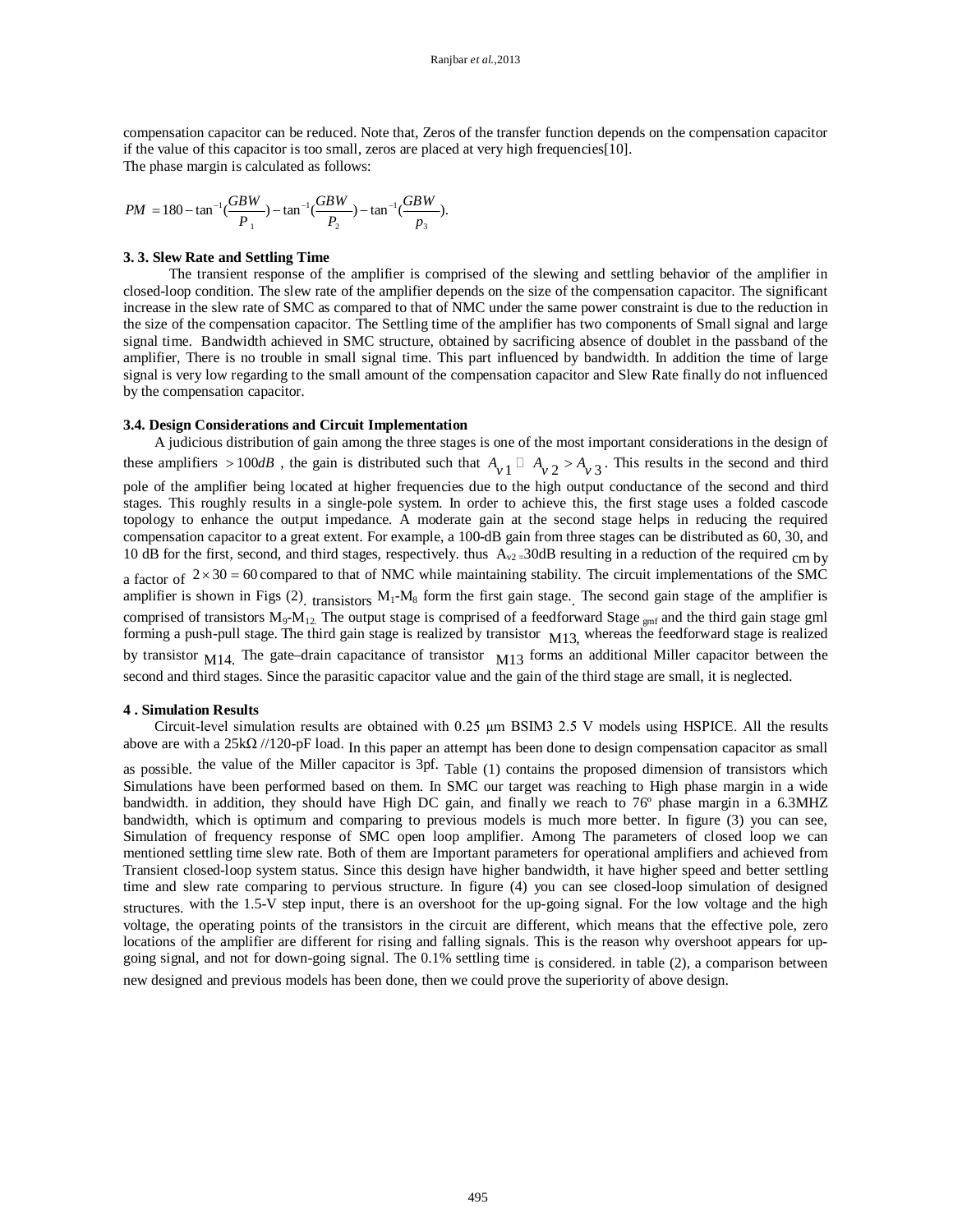compensation capacitor can be reduced. Note that, Zeros of the transfer function depends on the compensation capacitor if the value of this capacitor is too small, zeros are placed at very high frequencies[10].
The phase margin is calculated as follows:

$$PM = 180 - \tan^{-1}(\frac{GBW}{P_1}) - \tan^{-1}(\frac{GBW}{P_2}) - \tan^{-1}(\frac{GBW}{p_3}).$$

### 3. 3. Slew Rate and Settling Time

The transient response of the amplifier is comprised of the slewing and settling behavior of the amplifier in closed-loop condition. The slew rate of the amplifier depends on the size of the compensation capacitor. The significant increase in the slew rate of SMC as compared to that of NMC under the same power constraint is due to the reduction in the size of the compensation capacitor. The Settling time of the amplifier has two components of Small signal and large signal time. Bandwidth achieved in SMC structure, obtained by sacrificing absence of doublet in the passband of the amplifier, There is no trouble in small signal time. This part influenced by bandwidth. In addition the time of large signal is very low regarding to the small amount of the compensation capacitor and Slew Rate finally do not influenced by the compensation capacitor.

### 3.4. Design Considerations and Circuit Implementation

A judicious distribution of gain among the three stages is one of the most important considerations in the design of these amplifiers $> 100dB$ , the gain is distributed such that $A_{v1} \gg A_{v2} > A_{v3}$. This results in the second and third pole of the amplifier being located at higher frequencies due to the high output conductance of the second and third stages. This roughly results in a single-pole system. In order to achieve this, the first stage uses a folded cascode topology to enhance the output impedance. A moderate gain at the second stage helps in reducing the required compensation capacitor to a great extent. For example, a 100-dB gain from three stages can be distributed as 60, 30, and 10 dB for the first, second, and third stages, respectively. thus $A_{v2}$ =30dB resulting in a reduction of the required cm by a factor of $2 \times 30 = 60$ compared to that of NMC while maintaining stability. The circuit implementations of the SMC amplifier is shown in Figs (2). transistors $M_1$-$M_8$ form the first gain stage. The second gain stage of the amplifier is comprised of transistors $M_9$-$M_{12}$. The output stage is comprised of a feedforward Stage $_{gmf}$ and the third gain stage gml forming a push-pull stage. The third gain stage is realized by transistor M13, whereas the feedforward stage is realized by transistor M14. The gate–drain capacitance of transistor M13 forms an additional Miller capacitor between the second and third stages. Since the parasitic capacitor value and the gain of the third stage are small, it is neglected.

### 4 . Simulation Results

Circuit-level simulation results are obtained with 0.25 μm BSIM3 2.5 V models using HSPICE. All the results above are with a 25kΩ //120-pF load. In this paper an attempt has been done to design compensation capacitor as small as possible. the value of the Miller capacitor is 3pf. Table (1) contains the proposed dimension of transistors which Simulations have been performed based on them. In SMC our target was reaching to High phase margin in a wide bandwidth. in addition, they should have High DC gain, and finally we reach to 76º phase margin in a 6.3MHZ bandwidth, which is optimum and comparing to previous models is much more better. In figure (3) you can see, Simulation of frequency response of SMC open loop amplifier. Among The parameters of closed loop we can mentioned settling time slew rate. Both of them are Important parameters for operational amplifiers and achieved from Transient closed-loop system status. Since this design have higher bandwidth, it have higher speed and better settling time and slew rate comparing to pervious structure. In figure (4) you can see closed-loop simulation of designed structures. with the 1.5-V step input, there is an overshoot for the up-going signal. For the low voltage and the high voltage, the operating points of the transistors in the circuit are different, which means that the effective pole, zero locations of the amplifier are different for rising and falling signals. This is the reason why overshoot appears for up-going signal, and not for down-going signal. The 0.1% settling time is considered. in table (2), a comparison between new designed and previous models has been done, then we could prove the superiority of above design.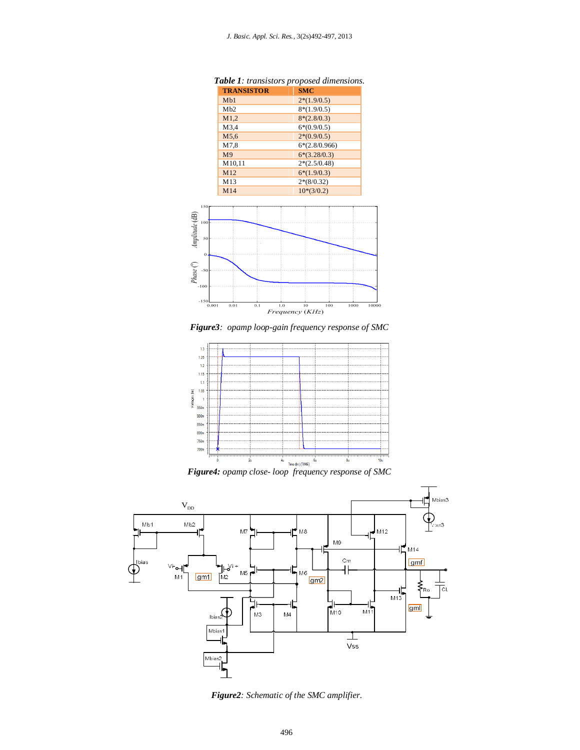*Table 1: transistors proposed dimensions.*

| TRANSISTOR | SMC |
|---|---|
| Mb1 | 2*(1.9/0.5) |
| Mb2 | 8*(1.9/0.5) |
| M1,2 | 8*(2.8/0.3) |
| M3,4 | 6*(0.9/0.5) |
| M5,6 | 2*(0.9/0.5) |
| M7,8 | 6*(2.8/0.966) |
| M9 | 6*(3.28/0.3) |
| M10,11 | 2*(2.5/0.48) |
| M12 | 6*(1.9/0.3) |
| M13 | 2*(8/0.32) |
| M14 | 10*(3/0.2) |

***Figure3**: opamp loop-gain frequency response of SMC*

***Figure4:** opamp close- loop frequency response of SMC*

***Figure2**: Schematic of the SMC amplifier.*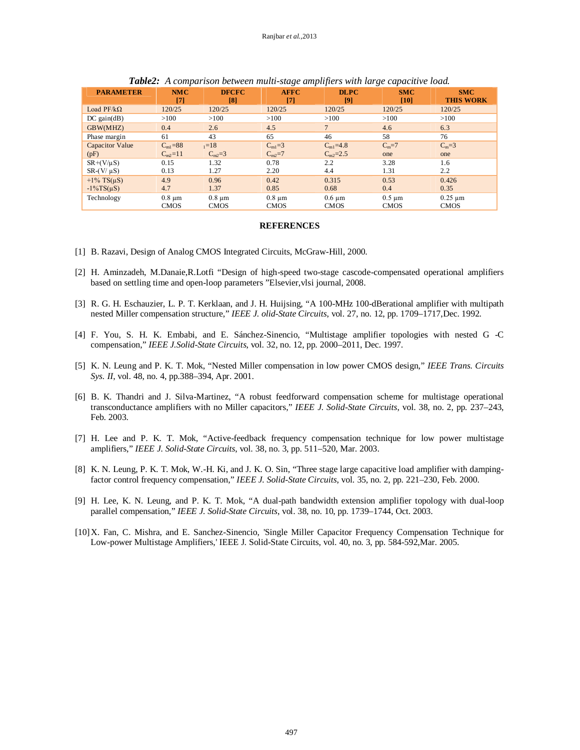***Table2:*** *A comparison between multi-stage amplifiers with large capacitive load.*

| PARAMETER | NMC [7] | DFCFC [8] | AFFC [7] | DLPC [9] | SMC [10] | SMC THIS WORK |
|---|---|---|---|---|---|---|
| Load PF/kΩ | 120/25 | 120/25 | 120/25 | 120/25 | 120/25 | 120/25 |
| DC gain(dB) | >100 | >100 | >100 | >100 | >100 | >100 |
| GBW(MHZ) | 0.4 | 2.6 | 4.5 | 7 | 4.6 | 6.3 |
| Phase margin | 61 | 43 | 65 | 46 | 58 | 76 |
| Capacitor Value (pF) | $C_{m1}$=88 $C_{m2}$=11 | $_1$=18 $C_{m2}$=3 | $C_{m1}$=3 $C_{m2}$=7 | $C_{m1}$=4.8 $C_{m2}$=2.5 | $C_m$=7 one | $C_m$=3 one |
| SR+(V/μS) SR-(V/ μS) | 0.15 0.13 | 1.32 1.27 | 0.78 2.20 | 2.2 4.4 | 3.28 1.31 | 1.6 2.2 |
| +1% TS(μS) -1%TS(μS) | 4.9 4.7 | 0.96 1.37 | 0.42 0.85 | 0.315 0.68 | 0.53 0.4 | 0.426 0.35 |
| Technology | 0.8 μm CMOS | 0.8 μm CMOS | 0.8 μm CMOS | 0.6 μm CMOS | 0.5 μm CMOS | 0.25 μm CMOS |

## REFERENCES

[1] B. Razavi, Design of Analog CMOS Integrated Circuits, McGraw-Hill, 2000.

[2] H. Aminzadeh, M.Danaie,R.Lotfi "Design of high-speed two-stage cascode-compensated operational amplifiers based on settling time and open-loop parameters "Elsevier,vlsi journal, 2008.

[3] R. G. H. Eschauzier, L. P. T. Kerklaan, and J. H. Huijsing, "A 100-MHz 100-dBerational amplifier with multipath nested Miller compensation structure," *IEEE J. olid-State Circuits*, vol. 27, no. 12, pp. 1709–1717,Dec. 1992.

[4] F. You, S. H. K. Embabi, and E. Sánchez-Sinencio, "Multistage amplifier topologies with nested G -C compensation," *IEEE J.Solid-State Circuits*, vol. 32, no. 12, pp. 2000–2011, Dec. 1997.

[5] K. N. Leung and P. K. T. Mok, "Nested Miller compensation in low power CMOS design," *IEEE Trans. Circuits Sys. II*, vol. 48, no. 4, pp.388–394, Apr. 2001.

[6] B. K. Thandri and J. Silva-Martinez, "A robust feedforward compensation scheme for multistage operational transconductance amplifiers with no Miller capacitors," *IEEE J. Solid-State Circuits*, vol. 38, no. 2, pp. 237–243, Feb. 2003.

[7] H. Lee and P. K. T. Mok, "Active-feedback frequency compensation technique for low power multistage amplifiers," *IEEE J. Solid-State Circuits*, vol. 38, no. 3, pp. 511–520, Mar. 2003.

[8] K. N. Leung, P. K. T. Mok, W.-H. Ki, and J. K. O. Sin, "Three stage large capacitive load amplifier with damping-factor control frequency compensation," *IEEE J. Solid-State Circuits*, vol. 35, no. 2, pp. 221–230, Feb. 2000.

[9] H. Lee, K. N. Leung, and P. K. T. Mok, "A dual-path bandwidth extension amplifier topology with dual-loop parallel compensation," *IEEE J. Solid-State Circuits*, vol. 38, no. 10, pp. 1739–1744, Oct. 2003.

[10] X. Fan, C. Mishra, and E. Sanchez-Sinencio, 'Single Miller Capacitor Frequency Compensation Technique for Low-power Multistage Amplifiers,' IEEE J. Solid-State Circuits, vol. 40, no. 3, pp. 584-592,Mar. 2005.